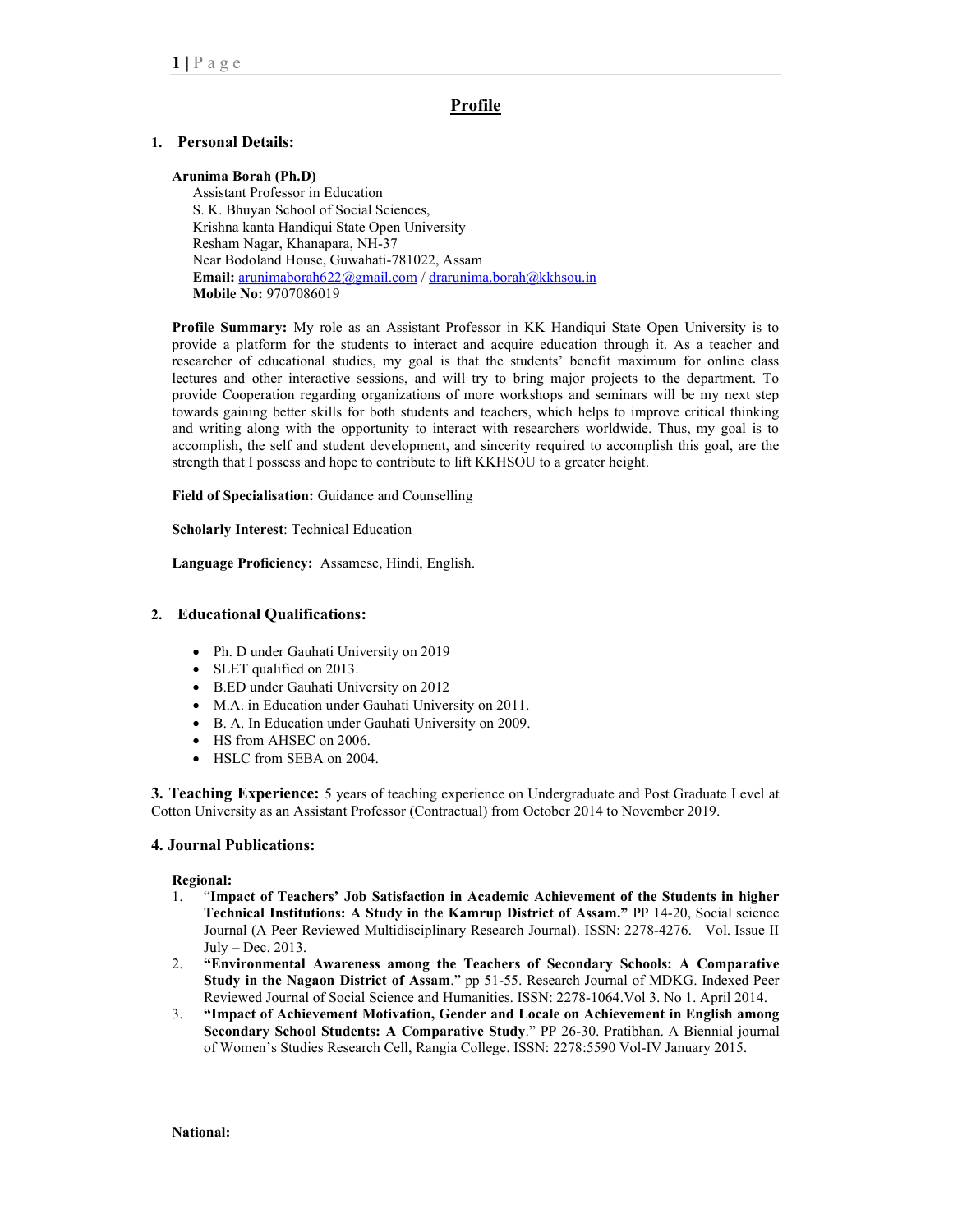# Profile

## 1. Personal Details:

**Arunima Borah (Ph.D)**
Assistant Professor in Education
S. K. Bhuyan School of Social Sciences,
Krishna kanta Handiqui State Open University
Resham Nagar, Khanapara, NH-37
Near Bodoland House, Guwahati-781022, Assam
**Email:** arunimaborah622@gmail.com / drarunima.borah@kkhsou.in
**Mobile No:** 9707086019

**Profile Summary:** My role as an Assistant Professor in KK Handiqui State Open University is to provide a platform for the students to interact and acquire education through it. As a teacher and researcher of educational studies, my goal is that the students' benefit maximum for online class lectures and other interactive sessions, and will try to bring major projects to the department. To provide Cooperation regarding organizations of more workshops and seminars will be my next step towards gaining better skills for both students and teachers, which helps to improve critical thinking and writing along with the opportunity to interact with researchers worldwide. Thus, my goal is to accomplish, the self and student development, and sincerity required to accomplish this goal, are the strength that I possess and hope to contribute to lift KKHSOU to a greater height.

**Field of Specialisation:** Guidance and Counselling

**Scholarly Interest**: Technical Education

**Language Proficiency:** Assamese, Hindi, English.

## 2. Educational Qualifications:

- Ph. D under Gauhati University on 2019
- SLET qualified on 2013.
- B.ED under Gauhati University on 2012
- M.A. in Education under Gauhati University on 2011.
- B. A. In Education under Gauhati University on 2009.
- HS from AHSEC on 2006.
- HSLC from SEBA on 2004.

**3. Teaching Experience:** 5 years of teaching experience on Undergraduate and Post Graduate Level at Cotton University as an Assistant Professor (Contractual) from October 2014 to November 2019.

## 4. Journal Publications:

**Regional:**

1. "**Impact of Teachers' Job Satisfaction in Academic Achievement of the Students in higher Technical Institutions: A Study in the Kamrup District of Assam."** PP 14-20, Social science Journal (A Peer Reviewed Multidisciplinary Research Journal). ISSN: 2278-4276. Vol. Issue II July – Dec. 2013.
2. **"Environmental Awareness among the Teachers of Secondary Schools: A Comparative Study in the Nagaon District of Assam**." pp 51-55. Research Journal of MDKG. Indexed Peer Reviewed Journal of Social Science and Humanities. ISSN: 2278-1064.Vol 3. No 1. April 2014.
3. **"Impact of Achievement Motivation, Gender and Locale on Achievement in English among Secondary School Students: A Comparative Study**." PP 26-30. Pratibhan. A Biennial journal of Women's Studies Research Cell, Rangia College. ISSN: 2278:5590 Vol-IV January 2015.

**National:**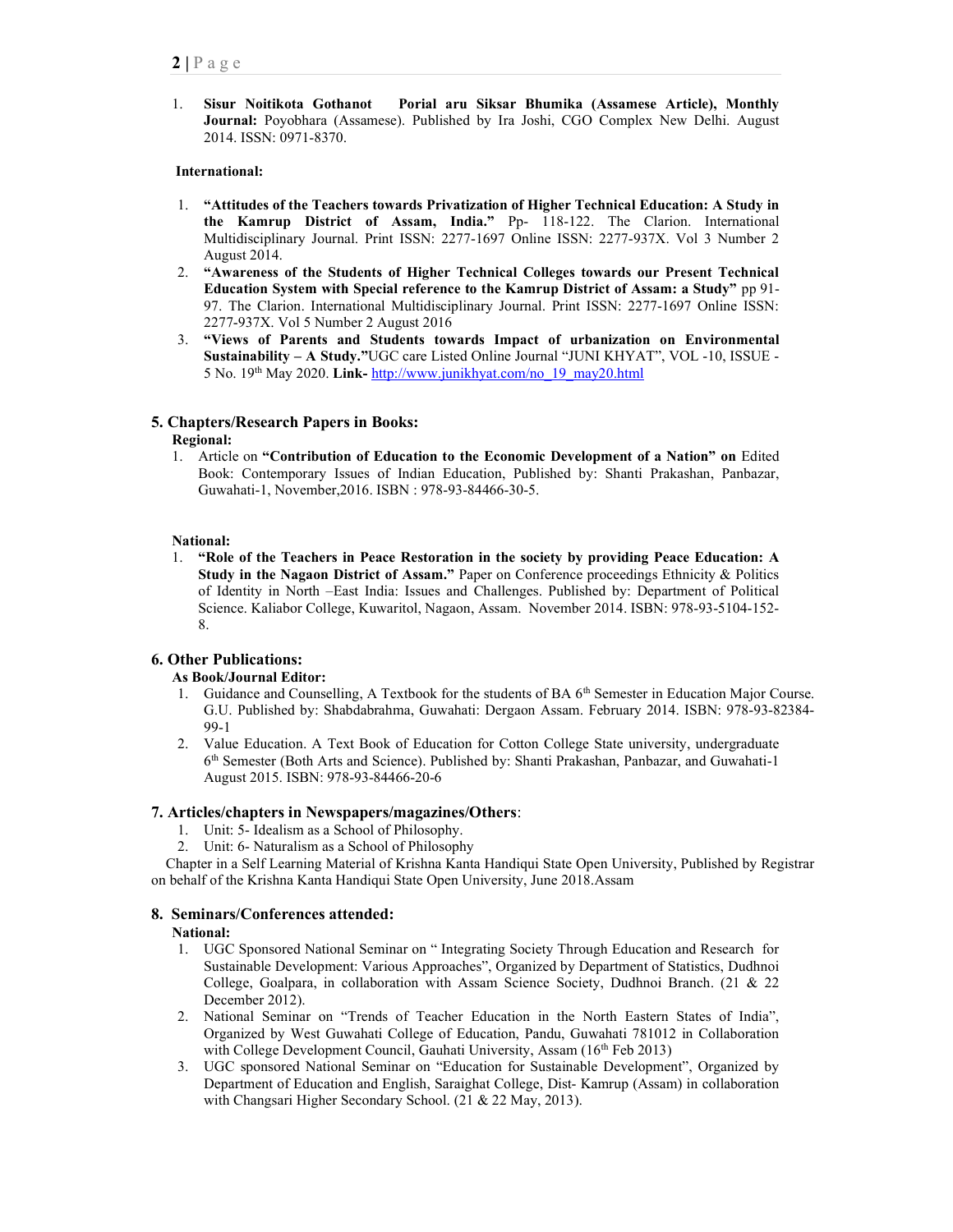1. **Sisur Noitikota Gothanot Porial aru Siksar Bhumika (Assamese Article), Monthly Journal:** Poyobhara (Assamese). Published by Ira Joshi, CGO Complex New Delhi. August 2014. ISSN: 0971-8370.

**International:**

1. **"Attitudes of the Teachers towards Privatization of Higher Technical Education: A Study in the Kamrup District of Assam, India."** Pp- 118-122. The Clarion. International Multidisciplinary Journal. Print ISSN: 2277-1697 Online ISSN: 2277-937X. Vol 3 Number 2 August 2014.
2. **"Awareness of the Students of Higher Technical Colleges towards our Present Technical Education System with Special reference to the Kamrup District of Assam: a Study"** pp 91-97. The Clarion. International Multidisciplinary Journal. Print ISSN: 2277-1697 Online ISSN: 2277-937X. Vol 5 Number 2 August 2016
3. **"Views of Parents and Students towards Impact of urbanization on Environmental Sustainability – A Study."**UGC care Listed Online Journal "JUNI KHYAT", VOL -10, ISSUE - 5 No. 19th May 2020. **Link-** http://www.junikhyat.com/no_19_may20.html

## 5. Chapters/Research Papers in Books:

**Regional:**

1. Article on **"Contribution of Education to the Economic Development of a Nation" on** Edited Book: Contemporary Issues of Indian Education, Published by: Shanti Prakashan, Panbazar, Guwahati-1, November,2016. ISBN : 978-93-84466-30-5.

**National:**

1. **"Role of the Teachers in Peace Restoration in the society by providing Peace Education: A Study in the Nagaon District of Assam."** Paper on Conference proceedings Ethnicity & Politics of Identity in North –East India: Issues and Challenges. Published by: Department of Political Science. Kaliabor College, Kuwaritol, Nagaon, Assam. November 2014. ISBN: 978-93-5104-152-8.

## 6. Other Publications:

**As Book/Journal Editor:**

1. Guidance and Counselling, A Textbook for the students of BA 6th Semester in Education Major Course. G.U. Published by: Shabdabrahma, Guwahati: Dergaon Assam. February 2014. ISBN: 978-93-82384-99-1
2. Value Education. A Text Book of Education for Cotton College State university, undergraduate 6th Semester (Both Arts and Science). Published by: Shanti Prakashan, Panbazar, and Guwahati-1 August 2015. ISBN: 978-93-84466-20-6

## 7. Articles/chapters in Newspapers/magazines/Others:

1. Unit: 5- Idealism as a School of Philosophy.
2. Unit: 6- Naturalism as a School of Philosophy

Chapter in a Self Learning Material of Krishna Kanta Handiqui State Open University, Published by Registrar on behalf of the Krishna Kanta Handiqui State Open University, June 2018.Assam

## 8. Seminars/Conferences attended:

**National:**

1. UGC Sponsored National Seminar on " Integrating Society Through Education and Research for Sustainable Development: Various Approaches", Organized by Department of Statistics, Dudhnoi College, Goalpara, in collaboration with Assam Science Society, Dudhnoi Branch. (21 & 22 December 2012).
2. National Seminar on "Trends of Teacher Education in the North Eastern States of India", Organized by West Guwahati College of Education, Pandu, Guwahati 781012 in Collaboration with College Development Council, Gauhati University, Assam (16th Feb 2013)
3. UGC sponsored National Seminar on "Education for Sustainable Development", Organized by Department of Education and English, Saraighat College, Dist- Kamrup (Assam) in collaboration with Changsari Higher Secondary School. (21 & 22 May, 2013).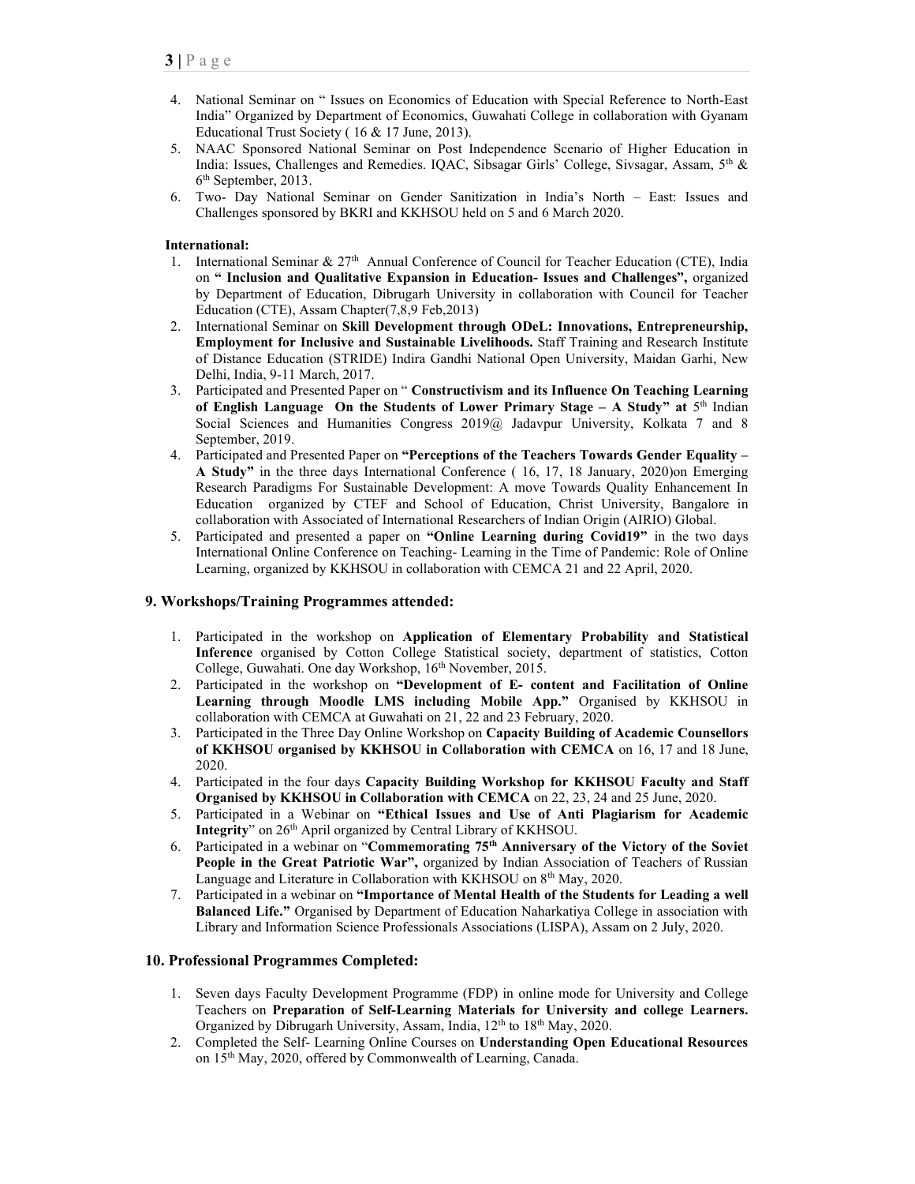4. National Seminar on " Issues on Economics of Education with Special Reference to North-East India" Organized by Department of Economics, Guwahati College in collaboration with Gyanam Educational Trust Society ( 16 & 17 June, 2013).
5. NAAC Sponsored National Seminar on Post Independence Scenario of Higher Education in India: Issues, Challenges and Remedies. IQAC, Sibsagar Girls' College, Sivsagar, Assam, 5th & 6th September, 2013.
6. Two- Day National Seminar on Gender Sanitization in India's North – East: Issues and Challenges sponsored by BKRI and KKHSOU held on 5 and 6 March 2020.

**International:**

1. International Seminar & 27th Annual Conference of Council for Teacher Education (CTE), India on **" Inclusion and Qualitative Expansion in Education- Issues and Challenges",** organized by Department of Education, Dibrugarh University in collaboration with Council for Teacher Education (CTE), Assam Chapter(7,8,9 Feb,2013)
2. International Seminar on **Skill Development through ODeL: Innovations, Entrepreneurship, Employment for Inclusive and Sustainable Livelihoods.** Staff Training and Research Institute of Distance Education (STRIDE) Indira Gandhi National Open University, Maidan Garhi, New Delhi, India, 9-11 March, 2017.
3. Participated and Presented Paper on " **Constructivism and its Influence On Teaching Learning of English Language On the Students of Lower Primary Stage – A Study" at** 5th Indian Social Sciences and Humanities Congress 2019@ Jadavpur University, Kolkata 7 and 8 September, 2019.
4. Participated and Presented Paper on **"Perceptions of the Teachers Towards Gender Equality – A Study"** in the three days International Conference ( 16, 17, 18 January, 2020)on Emerging Research Paradigms For Sustainable Development: A move Towards Quality Enhancement In Education organized by CTEF and School of Education, Christ University, Bangalore in collaboration with Associated of International Researchers of Indian Origin (AIRIO) Global.
5. Participated and presented a paper on **"Online Learning during Covid19"** in the two days International Online Conference on Teaching- Learning in the Time of Pandemic: Role of Online Learning, organized by KKHSOU in collaboration with CEMCA 21 and 22 April, 2020.

## 9. Workshops/Training Programmes attended:

1. Participated in the workshop on **Application of Elementary Probability and Statistical Inference** organised by Cotton College Statistical society, department of statistics, Cotton College, Guwahati. One day Workshop, 16th November, 2015.
2. Participated in the workshop on **"Development of E- content and Facilitation of Online Learning through Moodle LMS including Mobile App."** Organised by KKHSOU in collaboration with CEMCA at Guwahati on 21, 22 and 23 February, 2020.
3. Participated in the Three Day Online Workshop on **Capacity Building of Academic Counsellors of KKHSOU organised by KKHSOU in Collaboration with CEMCA** on 16, 17 and 18 June, 2020.
4. Participated in the four days **Capacity Building Workshop for KKHSOU Faculty and Staff Organised by KKHSOU in Collaboration with CEMCA** on 22, 23, 24 and 25 June, 2020.
5. Participated in a Webinar on **"Ethical Issues and Use of Anti Plagiarism for Academic Integrity**" on 26th April organized by Central Library of KKHSOU.
6. Participated in a webinar on "**Commemorating 75th Anniversary of the Victory of the Soviet People in the Great Patriotic War",** organized by Indian Association of Teachers of Russian Language and Literature in Collaboration with KKHSOU on 8th May, 2020.
7. Participated in a webinar on **"Importance of Mental Health of the Students for Leading a well Balanced Life."** Organised by Department of Education Naharkatiya College in association with Library and Information Science Professionals Associations (LISPA), Assam on 2 July, 2020.

## 10. Professional Programmes Completed:

1. Seven days Faculty Development Programme (FDP) in online mode for University and College Teachers on **Preparation of Self-Learning Materials for University and college Learners.** Organized by Dibrugarh University, Assam, India, 12th to 18th May, 2020.
2. Completed the Self- Learning Online Courses on **Understanding Open Educational Resources** on 15th May, 2020, offered by Commonwealth of Learning, Canada.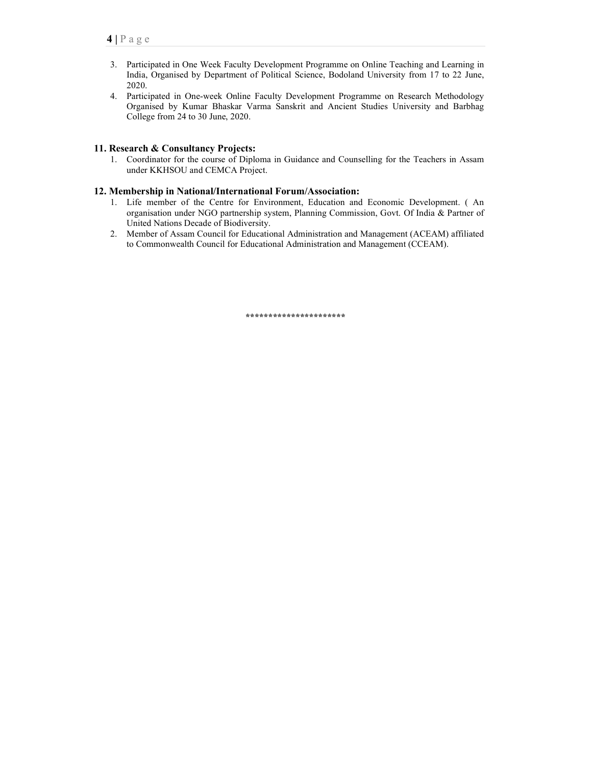3. Participated in One Week Faculty Development Programme on Online Teaching and Learning in India, Organised by Department of Political Science, Bodoland University from 17 to 22 June, 2020.
4. Participated in One-week Online Faculty Development Programme on Research Methodology Organised by Kumar Bhaskar Varma Sanskrit and Ancient Studies University and Barbhag College from 24 to 30 June, 2020.

### 11. Research & Consultancy Projects:

1. Coordinator for the course of Diploma in Guidance and Counselling for the Teachers in Assam under KKHSOU and CEMCA Project.

### 12. Membership in National/International Forum/Association:

1. Life member of the Centre for Environment, Education and Economic Development. ( An organisation under NGO partnership system, Planning Commission, Govt. Of India & Partner of United Nations Decade of Biodiversity.
2. Member of Assam Council for Educational Administration and Management (ACEAM) affiliated to Commonwealth Council for Educational Administration and Management (CCEAM).

**********************